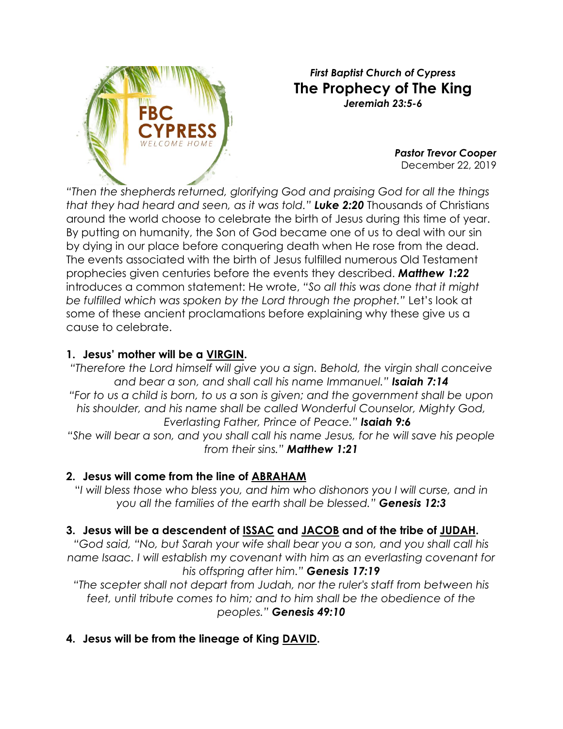*First Baptist Church of Cypress*

# The Prophecy of The King

*Jeremiah 23:5-6*

***Pastor Trevor Cooper***
December 22, 2019

*"Then the shepherds returned, glorifying God and praising God for all the things that they had heard and seen, as it was told."* ***Luke 2:20*** Thousands of Christians around the world choose to celebrate the birth of Jesus during this time of year. By putting on humanity, the Son of God became one of us to deal with our sin by dying in our place before conquering death when He rose from the dead. The events associated with the birth of Jesus fulfilled numerous Old Testament prophecies given centuries before the events they described. ***Matthew 1:22*** introduces a common statement: He wrote, *"So all this was done that it might be fulfilled which was spoken by the Lord through the prophet."* Let's look at some of these ancient proclamations before explaining why these give us a cause to celebrate.

1. **Jesus' mother will be a VIRGIN.**

*"Therefore the Lord himself will give you a sign. Behold, the virgin shall conceive and bear a son, and shall call his name Immanuel."* ***Isaiah 7:14***

*"For to us a child is born, to us a son is given; and the government shall be upon his shoulder, and his name shall be called Wonderful Counselor, Mighty God, Everlasting Father, Prince of Peace."* ***Isaiah 9:6***

*"She will bear a son, and you shall call his name Jesus, for he will save his people from their sins."* ***Matthew 1:21***

2. **Jesus will come from the line of ABRAHAM**

*"I will bless those who bless you, and him who dishonors you I will curse, and in you all the families of the earth shall be blessed."* ***Genesis 12:3***

3. **Jesus will be a descendent of ISSAC and JACOB and of the tribe of JUDAH.**

*"God said, "No, but Sarah your wife shall bear you a son, and you shall call his name Isaac. I will establish my covenant with him as an everlasting covenant for his offspring after him."* ***Genesis 17:19***

*"The scepter shall not depart from Judah, nor the ruler's staff from between his feet, until tribute comes to him; and to him shall be the obedience of the peoples."* ***Genesis 49:10***

4. **Jesus will be from the lineage of King DAVID.**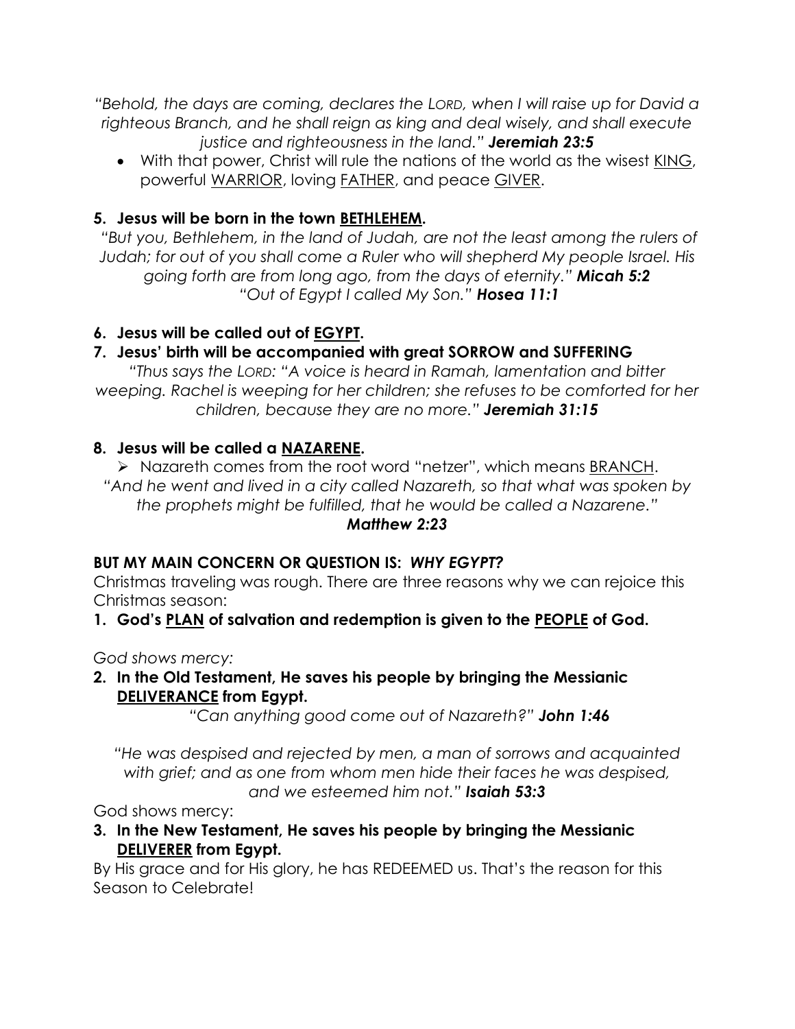*"Behold, the days are coming, declares the LORD, when I will raise up for David a righteous Branch, and he shall reign as king and deal wisely, and shall execute justice and righteousness in the land."* ***Jeremiah 23:5***

- With that power, Christ will rule the nations of the world as the wisest KING, powerful WARRIOR, loving FATHER, and peace GIVER.

**5. Jesus will be born in the town BETHLEHEM.**

*"But you, Bethlehem, in the land of Judah, are not the least among the rulers of Judah; for out of you shall come a Ruler who will shepherd My people Israel. His going forth are from long ago, from the days of eternity."* ***Micah 5:2***
*"Out of Egypt I called My Son."* ***Hosea 11:1***

**6. Jesus will be called out of EGYPT.**

**7. Jesus' birth will be accompanied with great SORROW and SUFFERING**

*"Thus says the LORD: "A voice is heard in Ramah, lamentation and bitter weeping. Rachel is weeping for her children; she refuses to be comforted for her children, because they are no more."* ***Jeremiah 31:15***

**8. Jesus will be called a NAZARENE.**

- Nazareth comes from the root word "netzer", which means BRANCH.

*"And he went and lived in a city called Nazareth, so that what was spoken by the prophets might be fulfilled, that he would be called a Nazarene."*
***Matthew 2:23***

**BUT MY MAIN CONCERN OR QUESTION IS:** ***WHY EGYPT?***

Christmas traveling was rough. There are three reasons why we can rejoice this Christmas season:

**1. God's PLAN of salvation and redemption is given to the PEOPLE of God.**

*God shows mercy:*

**2. In the Old Testament, He saves his people by bringing the Messianic DELIVERANCE from Egypt.**

*"Can anything good come out of Nazareth?"* ***John 1:46***

*"He was despised and rejected by men, a man of sorrows and acquainted with grief; and as one from whom men hide their faces he was despised, and we esteemed him not."* ***Isaiah 53:3***

God shows mercy:

**3. In the New Testament, He saves his people by bringing the Messianic DELIVERER from Egypt.**

By His grace and for His glory, he has REDEEMED us. That's the reason for this Season to Celebrate!